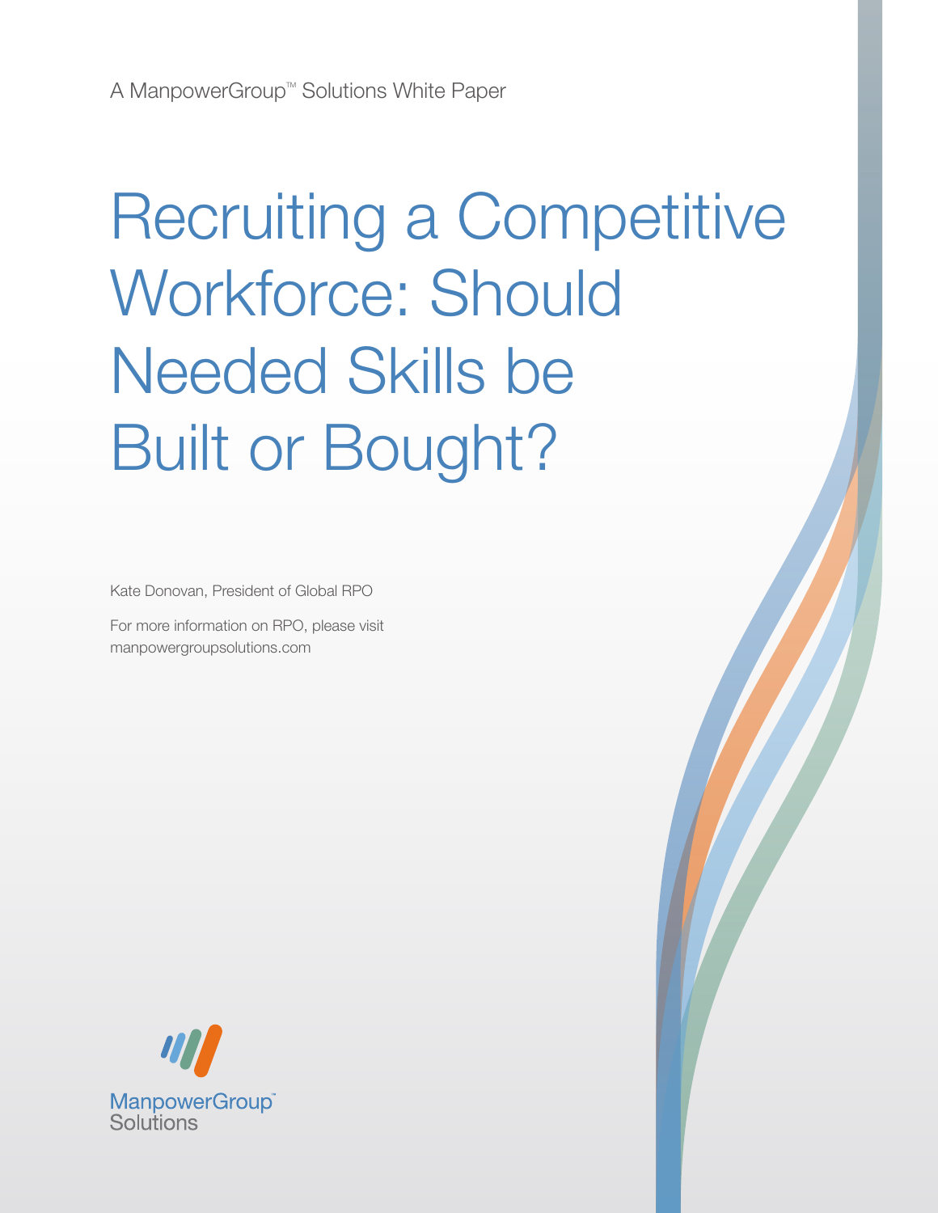A ManpowerGroup™ Solutions White Paper

# Recruiting a Competitive Workforce: Should Needed Skills be Built or Bought?

Kate Donovan, President of Global RPO

For more information on RPO, please visit manpowergroupsolutions.com

ManpowerGroup™ Solutions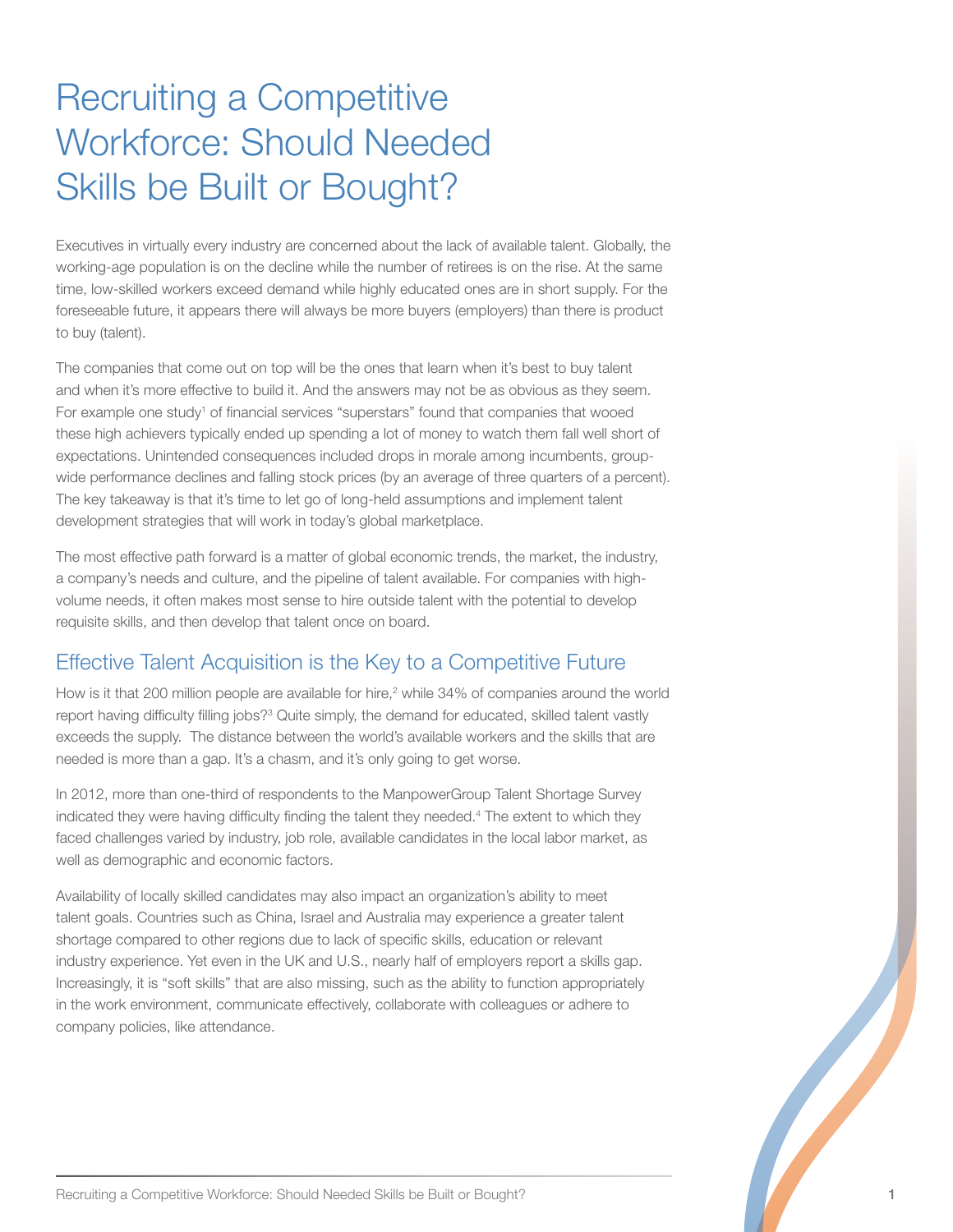# Recruiting a Competitive Workforce: Should Needed Skills be Built or Bought?

Executives in virtually every industry are concerned about the lack of available talent. Globally, the working-age population is on the decline while the number of retirees is on the rise. At the same time, low-skilled workers exceed demand while highly educated ones are in short supply. For the foreseeable future, it appears there will always be more buyers (employers) than there is product to buy (talent).

The companies that come out on top will be the ones that learn when it's best to buy talent and when it's more effective to build it. And the answers may not be as obvious as they seem. For example one study[1] of financial services "superstars" found that companies that wooed these high achievers typically ended up spending a lot of money to watch them fall well short of expectations. Unintended consequences included drops in morale among incumbents, group-wide performance declines and falling stock prices (by an average of three quarters of a percent). The key takeaway is that it's time to let go of long-held assumptions and implement talent development strategies that will work in today's global marketplace.

The most effective path forward is a matter of global economic trends, the market, the industry, a company's needs and culture, and the pipeline of talent available. For companies with high-volume needs, it often makes most sense to hire outside talent with the potential to develop requisite skills, and then develop that talent once on board.

## Effective Talent Acquisition is the Key to a Competitive Future

How is it that 200 million people are available for hire,[2] while 34% of companies around the world report having difficulty filling jobs?[3] Quite simply, the demand for educated, skilled talent vastly exceeds the supply. The distance between the world's available workers and the skills that are needed is more than a gap. It's a chasm, and it's only going to get worse.

In 2012, more than one-third of respondents to the ManpowerGroup Talent Shortage Survey indicated they were having difficulty finding the talent they needed.[4] The extent to which they faced challenges varied by industry, job role, available candidates in the local labor market, as well as demographic and economic factors.

Availability of locally skilled candidates may also impact an organization's ability to meet talent goals. Countries such as China, Israel and Australia may experience a greater talent shortage compared to other regions due to lack of specific skills, education or relevant industry experience. Yet even in the UK and U.S., nearly half of employers report a skills gap. Increasingly, it is "soft skills" that are also missing, such as the ability to function appropriately in the work environment, communicate effectively, collaborate with colleagues or adhere to company policies, like attendance.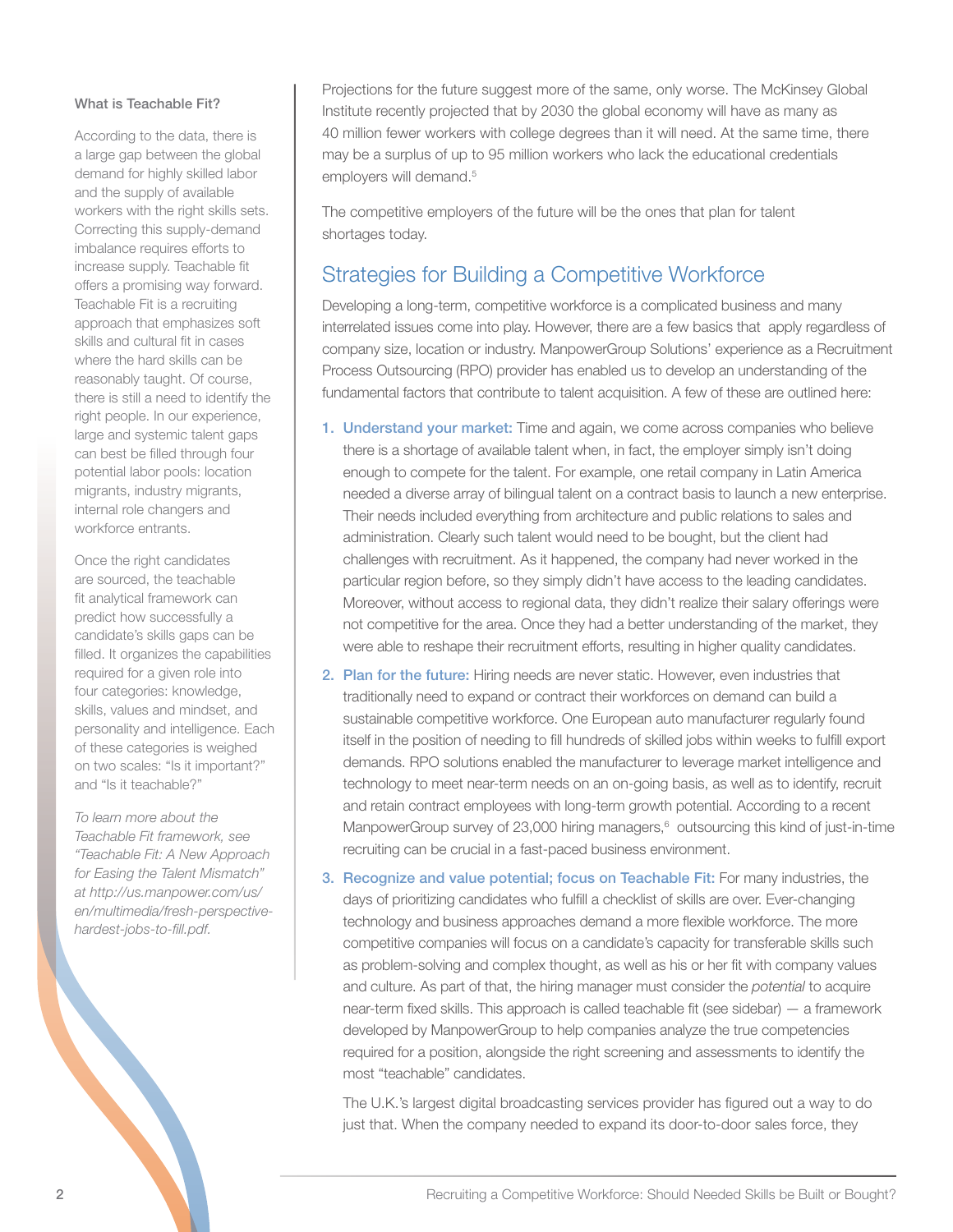### What is Teachable Fit?

According to the data, there is a large gap between the global demand for highly skilled labor and the supply of available workers with the right skills sets. Correcting this supply-demand imbalance requires efforts to increase supply. Teachable fit offers a promising way forward. Teachable Fit is a recruiting approach that emphasizes soft skills and cultural fit in cases where the hard skills can be reasonably taught. Of course, there is still a need to identify the right people. In our experience, large and systemic talent gaps can best be filled through four potential labor pools: location migrants, industry migrants, internal role changers and workforce entrants.

Once the right candidates are sourced, the teachable fit analytical framework can predict how successfully a candidate's skills gaps can be filled. It organizes the capabilities required for a given role into four categories: knowledge, skills, values and mindset, and personality and intelligence. Each of these categories is weighed on two scales: "Is it important?" and "Is it teachable?"

*To learn more about the Teachable Fit framework, see "Teachable Fit: A New Approach for Easing the Talent Mismatch" at http://us.manpower.com/us/en/multimedia/fresh-perspective-hardest-jobs-to-fill.pdf.*

Projections for the future suggest more of the same, only worse. The McKinsey Global Institute recently projected that by 2030 the global economy will have as many as 40 million fewer workers with college degrees than it will need. At the same time, there may be a surplus of up to 95 million workers who lack the educational credentials employers will demand.[5]

The competitive employers of the future will be the ones that plan for talent shortages today.

## Strategies for Building a Competitive Workforce

Developing a long-term, competitive workforce is a complicated business and many interrelated issues come into play. However, there are a few basics that apply regardless of company size, location or industry. ManpowerGroup Solutions' experience as a Recruitment Process Outsourcing (RPO) provider has enabled us to develop an understanding of the fundamental factors that contribute to talent acquisition. A few of these are outlined here:

1. **Understand your market:** Time and again, we come across companies who believe there is a shortage of available talent when, in fact, the employer simply isn't doing enough to compete for the talent. For example, one retail company in Latin America needed a diverse array of bilingual talent on a contract basis to launch a new enterprise. Their needs included everything from architecture and public relations to sales and administration. Clearly such talent would need to be bought, but the client had challenges with recruitment. As it happened, the company had never worked in the particular region before, so they simply didn't have access to the leading candidates. Moreover, without access to regional data, they didn't realize their salary offerings were not competitive for the area. Once they had a better understanding of the market, they were able to reshape their recruitment efforts, resulting in higher quality candidates.
2. **Plan for the future:** Hiring needs are never static. However, even industries that traditionally need to expand or contract their workforces on demand can build a sustainable competitive workforce. One European auto manufacturer regularly found itself in the position of needing to fill hundreds of skilled jobs within weeks to fulfill export demands. RPO solutions enabled the manufacturer to leverage market intelligence and technology to meet near-term needs on an on-going basis, as well as to identify, recruit and retain contract employees with long-term growth potential. According to a recent ManpowerGroup survey of 23,000 hiring managers,[6] outsourcing this kind of just-in-time recruiting can be crucial in a fast-paced business environment.
3. **Recognize and value potential; focus on Teachable Fit:** For many industries, the days of prioritizing candidates who fulfill a checklist of skills are over. Ever-changing technology and business approaches demand a more flexible workforce. The more competitive companies will focus on a candidate's capacity for transferable skills such as problem-solving and complex thought, as well as his or her fit with company values and culture. As part of that, the hiring manager must consider the *potential* to acquire near-term fixed skills. This approach is called teachable fit (see sidebar) — a framework developed by ManpowerGroup to help companies analyze the true competencies required for a position, alongside the right screening and assessments to identify the most "teachable" candidates.

   The U.K.'s largest digital broadcasting services provider has figured out a way to do just that. When the company needed to expand its door-to-door sales force, they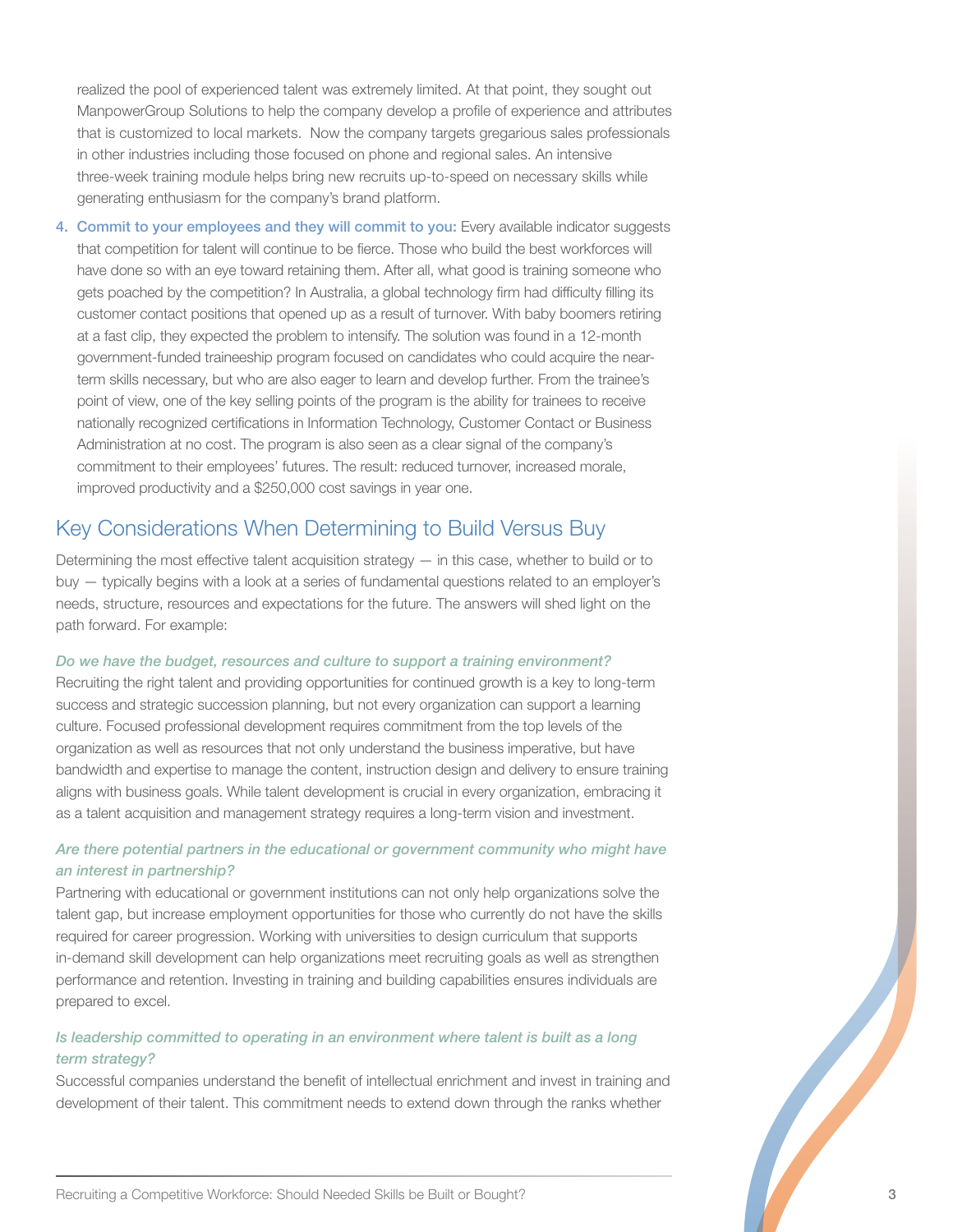realized the pool of experienced talent was extremely limited. At that point, they sought out ManpowerGroup Solutions to help the company develop a profile of experience and attributes that is customized to local markets. Now the company targets gregarious sales professionals in other industries including those focused on phone and regional sales. An intensive three-week training module helps bring new recruits up-to-speed on necessary skills while generating enthusiasm for the company's brand platform.

4. **Commit to your employees and they will commit to you:** Every available indicator suggests that competition for talent will continue to be fierce. Those who build the best workforces will have done so with an eye toward retaining them. After all, what good is training someone who gets poached by the competition? In Australia, a global technology firm had difficulty filling its customer contact positions that opened up as a result of turnover. With baby boomers retiring at a fast clip, they expected the problem to intensify. The solution was found in a 12-month government-funded traineeship program focused on candidates who could acquire the near-term skills necessary, but who are also eager to learn and develop further. From the trainee's point of view, one of the key selling points of the program is the ability for trainees to receive nationally recognized certifications in Information Technology, Customer Contact or Business Administration at no cost. The program is also seen as a clear signal of the company's commitment to their employees' futures. The result: reduced turnover, increased morale, improved productivity and a $250,000 cost savings in year one.

## Key Considerations When Determining to Build Versus Buy

Determining the most effective talent acquisition strategy — in this case, whether to build or to buy — typically begins with a look at a series of fundamental questions related to an employer's needs, structure, resources and expectations for the future. The answers will shed light on the path forward. For example:

*Do we have the budget, resources and culture to support a training environment?*

Recruiting the right talent and providing opportunities for continued growth is a key to long-term success and strategic succession planning, but not every organization can support a learning culture. Focused professional development requires commitment from the top levels of the organization as well as resources that not only understand the business imperative, but have bandwidth and expertise to manage the content, instruction design and delivery to ensure training aligns with business goals. While talent development is crucial in every organization, embracing it as a talent acquisition and management strategy requires a long-term vision and investment.

*Are there potential partners in the educational or government community who might have an interest in partnership?*

Partnering with educational or government institutions can not only help organizations solve the talent gap, but increase employment opportunities for those who currently do not have the skills required for career progression. Working with universities to design curriculum that supports in-demand skill development can help organizations meet recruiting goals as well as strengthen performance and retention. Investing in training and building capabilities ensures individuals are prepared to excel.

*Is leadership committed to operating in an environment where talent is built as a long term strategy?*

Successful companies understand the benefit of intellectual enrichment and invest in training and development of their talent. This commitment needs to extend down through the ranks whether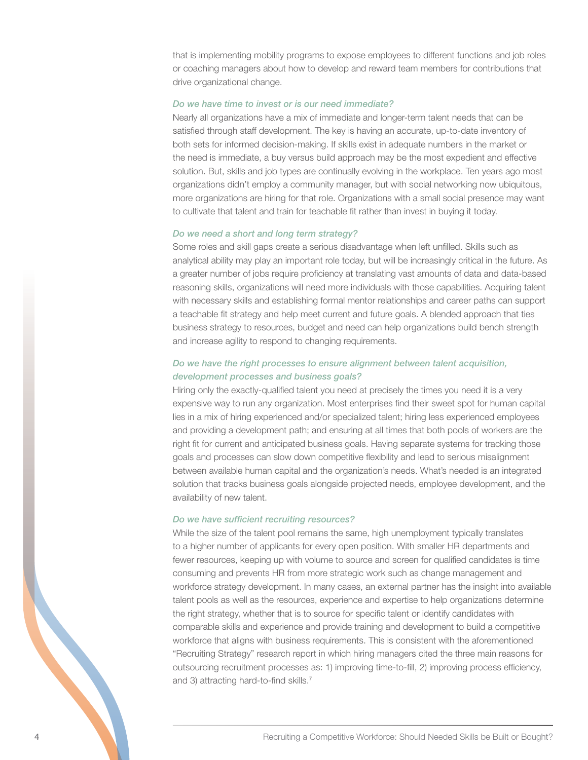that is implementing mobility programs to expose employees to different functions and job roles or coaching managers about how to develop and reward team members for contributions that drive organizational change.

### *Do we have time to invest or is our need immediate?*

Nearly all organizations have a mix of immediate and longer-term talent needs that can be satisfied through staff development. The key is having an accurate, up-to-date inventory of both sets for informed decision-making. If skills exist in adequate numbers in the market or the need is immediate, a buy versus build approach may be the most expedient and effective solution. But, skills and job types are continually evolving in the workplace. Ten years ago most organizations didn't employ a community manager, but with social networking now ubiquitous, more organizations are hiring for that role. Organizations with a small social presence may want to cultivate that talent and train for teachable fit rather than invest in buying it today.

### *Do we need a short and long term strategy?*

Some roles and skill gaps create a serious disadvantage when left unfilled. Skills such as analytical ability may play an important role today, but will be increasingly critical in the future. As a greater number of jobs require proficiency at translating vast amounts of data and data-based reasoning skills, organizations will need more individuals with those capabilities. Acquiring talent with necessary skills and establishing formal mentor relationships and career paths can support a teachable fit strategy and help meet current and future goals. A blended approach that ties business strategy to resources, budget and need can help organizations build bench strength and increase agility to respond to changing requirements.

### *Do we have the right processes to ensure alignment between talent acquisition, development processes and business goals?*

Hiring only the exactly-qualified talent you need at precisely the times you need it is a very expensive way to run any organization. Most enterprises find their sweet spot for human capital lies in a mix of hiring experienced and/or specialized talent; hiring less experienced employees and providing a development path; and ensuring at all times that both pools of workers are the right fit for current and anticipated business goals. Having separate systems for tracking those goals and processes can slow down competitive flexibility and lead to serious misalignment between available human capital and the organization's needs. What's needed is an integrated solution that tracks business goals alongside projected needs, employee development, and the availability of new talent.

### *Do we have sufficient recruiting resources?*

While the size of the talent pool remains the same, high unemployment typically translates to a higher number of applicants for every open position. With smaller HR departments and fewer resources, keeping up with volume to source and screen for qualified candidates is time consuming and prevents HR from more strategic work such as change management and workforce strategy development. In many cases, an external partner has the insight into available talent pools as well as the resources, experience and expertise to help organizations determine the right strategy, whether that is to source for specific talent or identify candidates with comparable skills and experience and provide training and development to build a competitive workforce that aligns with business requirements. This is consistent with the aforementioned "Recruiting Strategy" research report in which hiring managers cited the three main reasons for outsourcing recruitment processes as: 1) improving time-to-fill, 2) improving process efficiency, and 3) attracting hard-to-find skills.[7]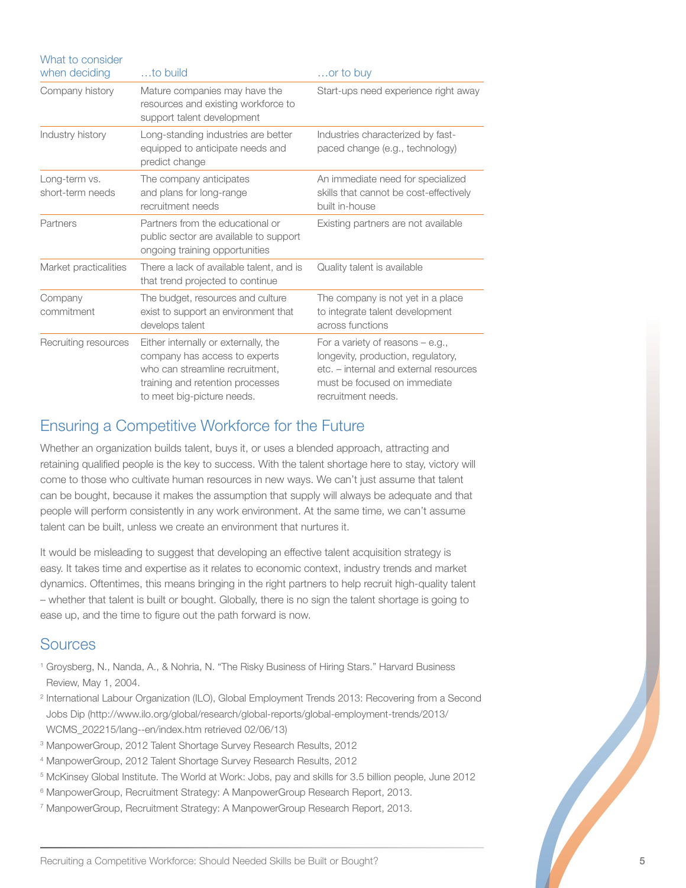| What to consider when deciding | …to build | …or to buy |
| --- | --- | --- |
| Company history | Mature companies may have the resources and existing workforce to support talent development | Start-ups need experience right away |
| Industry history | Long-standing industries are better equipped to anticipate needs and predict change | Industries characterized by fast-paced change (e.g., technology) |
| Long-term vs. short-term needs | The company anticipates and plans for long-range recruitment needs | An immediate need for specialized skills that cannot be cost-effectively built in-house |
| Partners | Partners from the educational or public sector are available to support ongoing training opportunities | Existing partners are not available |
| Market practicalities | There a lack of available talent, and is that trend projected to continue | Quality talent is available |
| Company commitment | The budget, resources and culture exist to support an environment that develops talent | The company is not yet in a place to integrate talent development across functions |
| Recruiting resources | Either internally or externally, the company has access to experts who can streamline recruitment, training and retention processes to meet big-picture needs. | For a variety of reasons – e.g., longevity, production, regulatory, etc. – internal and external resources must be focused on immediate recruitment needs. |

## Ensuring a Competitive Workforce for the Future

Whether an organization builds talent, buys it, or uses a blended approach, attracting and retaining qualified people is the key to success. With the talent shortage here to stay, victory will come to those who cultivate human resources in new ways. We can't just assume that talent can be bought, because it makes the assumption that supply will always be adequate and that people will perform consistently in any work environment. At the same time, we can't assume talent can be built, unless we create an environment that nurtures it.

It would be misleading to suggest that developing an effective talent acquisition strategy is easy. It takes time and expertise as it relates to economic context, industry trends and market dynamics. Oftentimes, this means bringing in the right partners to help recruit high-quality talent – whether that talent is built or bought. Globally, there is no sign the talent shortage is going to ease up, and the time to figure out the path forward is now.

## Sources

[1] Groysberg, N., Nanda, A., & Nohria, N. "The Risky Business of Hiring Stars." Harvard Business Review, May 1, 2004.

[2] International Labour Organization (ILO), Global Employment Trends 2013: Recovering from a Second Jobs Dip (http://www.ilo.org/global/research/global-reports/global-employment-trends/2013/WCMS_202215/lang--en/index.htm retrieved 02/06/13)

[3] ManpowerGroup, 2012 Talent Shortage Survey Research Results, 2012

[4] ManpowerGroup, 2012 Talent Shortage Survey Research Results, 2012

[5] McKinsey Global Institute. The World at Work: Jobs, pay and skills for 3.5 billion people, June 2012

[6] ManpowerGroup, Recruitment Strategy: A ManpowerGroup Research Report, 2013.

[7] ManpowerGroup, Recruitment Strategy: A ManpowerGroup Research Report, 2013.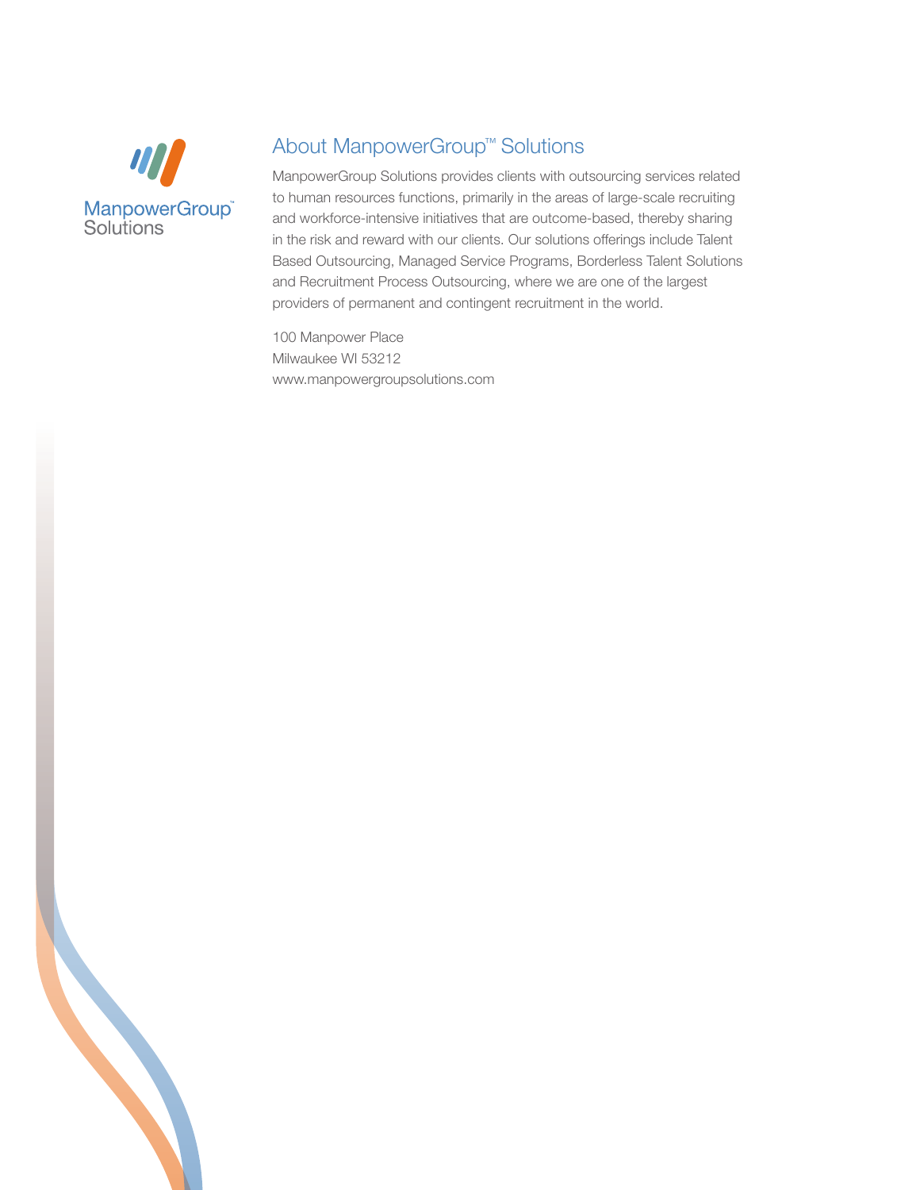ManpowerGroup™
Solutions

## About ManpowerGroup™ Solutions

ManpowerGroup Solutions provides clients with outsourcing services related to human resources functions, primarily in the areas of large-scale recruiting and workforce-intensive initiatives that are outcome-based, thereby sharing in the risk and reward with our clients. Our solutions offerings include Talent Based Outsourcing, Managed Service Programs, Borderless Talent Solutions and Recruitment Process Outsourcing, where we are one of the largest providers of permanent and contingent recruitment in the world.

100 Manpower Place
Milwaukee WI 53212
www.manpowergroupsolutions.com